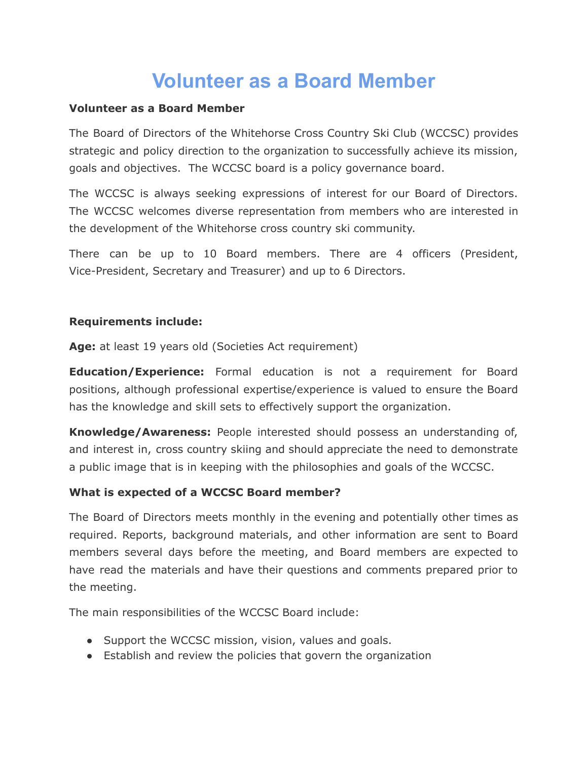# Volunteer as a Board Member

**Volunteer as a Board Member**

The Board of Directors of the Whitehorse Cross Country Ski Club (WCCSC) provides strategic and policy direction to the organization to successfully achieve its mission, goals and objectives. The WCCSC board is a policy governance board.

The WCCSC is always seeking expressions of interest for our Board of Directors. The WCCSC welcomes diverse representation from members who are interested in the development of the Whitehorse cross country ski community.

There can be up to 10 Board members. There are 4 officers (President, Vice-President, Secretary and Treasurer) and up to 6 Directors.

**Requirements include:**

**Age:** at least 19 years old (Societies Act requirement)

**Education/Experience:** Formal education is not a requirement for Board positions, although professional expertise/experience is valued to ensure the Board has the knowledge and skill sets to effectively support the organization.

**Knowledge/Awareness:** People interested should possess an understanding of, and interest in, cross country skiing and should appreciate the need to demonstrate a public image that is in keeping with the philosophies and goals of the WCCSC.

**What is expected of a WCCSC Board member?**

The Board of Directors meets monthly in the evening and potentially other times as required. Reports, background materials, and other information are sent to Board members several days before the meeting, and Board members are expected to have read the materials and have their questions and comments prepared prior to the meeting.

The main responsibilities of the WCCSC Board include:

- Support the WCCSC mission, vision, values and goals.
- Establish and review the policies that govern the organization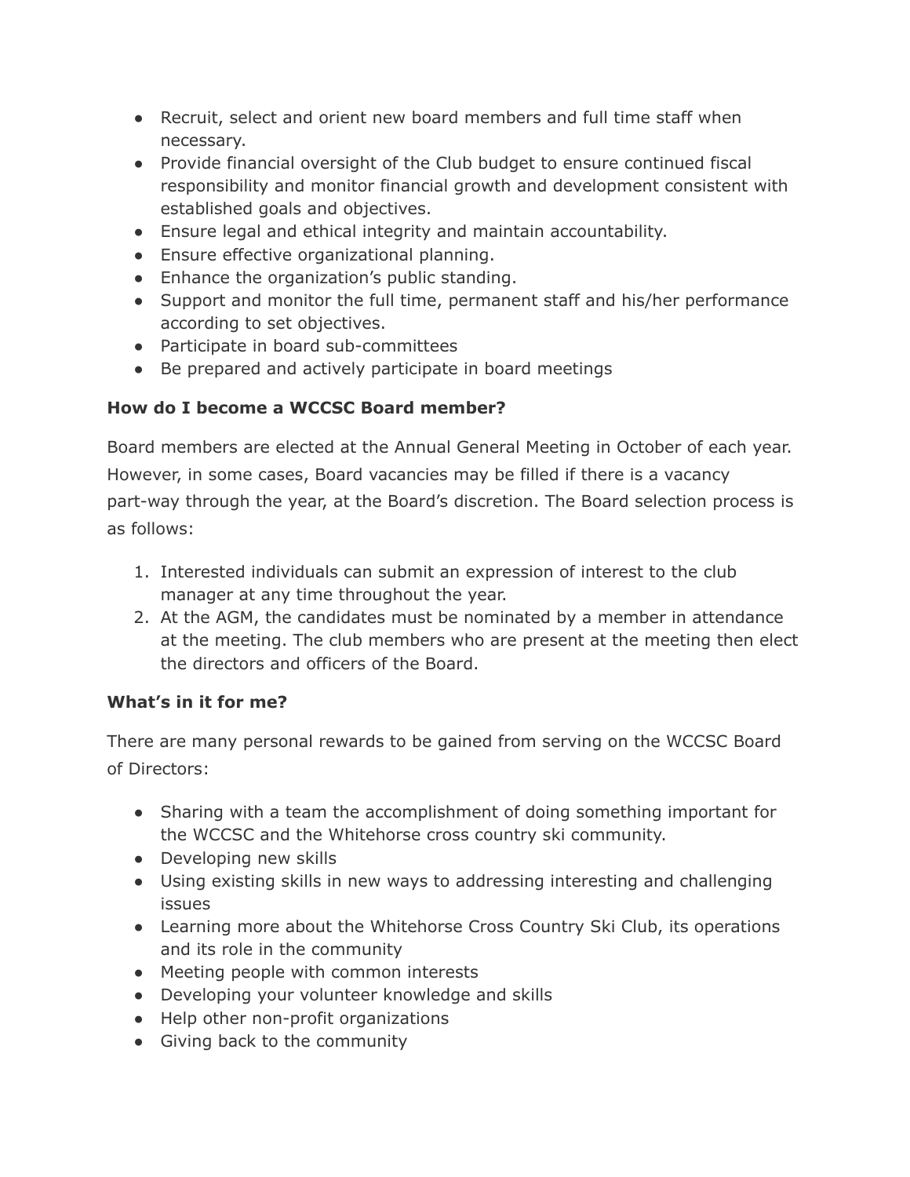- Recruit, select and orient new board members and full time staff when necessary.
- Provide financial oversight of the Club budget to ensure continued fiscal responsibility and monitor financial growth and development consistent with established goals and objectives.
- Ensure legal and ethical integrity and maintain accountability.
- Ensure effective organizational planning.
- Enhance the organization's public standing.
- Support and monitor the full time, permanent staff and his/her performance according to set objectives.
- Participate in board sub-committees
- Be prepared and actively participate in board meetings

**How do I become a WCCSC Board member?**

Board members are elected at the Annual General Meeting in October of each year. However, in some cases, Board vacancies may be filled if there is a vacancy part-way through the year, at the Board's discretion. The Board selection process is as follows:

1. Interested individuals can submit an expression of interest to the club manager at any time throughout the year.
2. At the AGM, the candidates must be nominated by a member in attendance at the meeting. The club members who are present at the meeting then elect the directors and officers of the Board.

**What's in it for me?**

There are many personal rewards to be gained from serving on the WCCSC Board of Directors:

- Sharing with a team the accomplishment of doing something important for the WCCSC and the Whitehorse cross country ski community.
- Developing new skills
- Using existing skills in new ways to addressing interesting and challenging issues
- Learning more about the Whitehorse Cross Country Ski Club, its operations and its role in the community
- Meeting people with common interests
- Developing your volunteer knowledge and skills
- Help other non-profit organizations
- Giving back to the community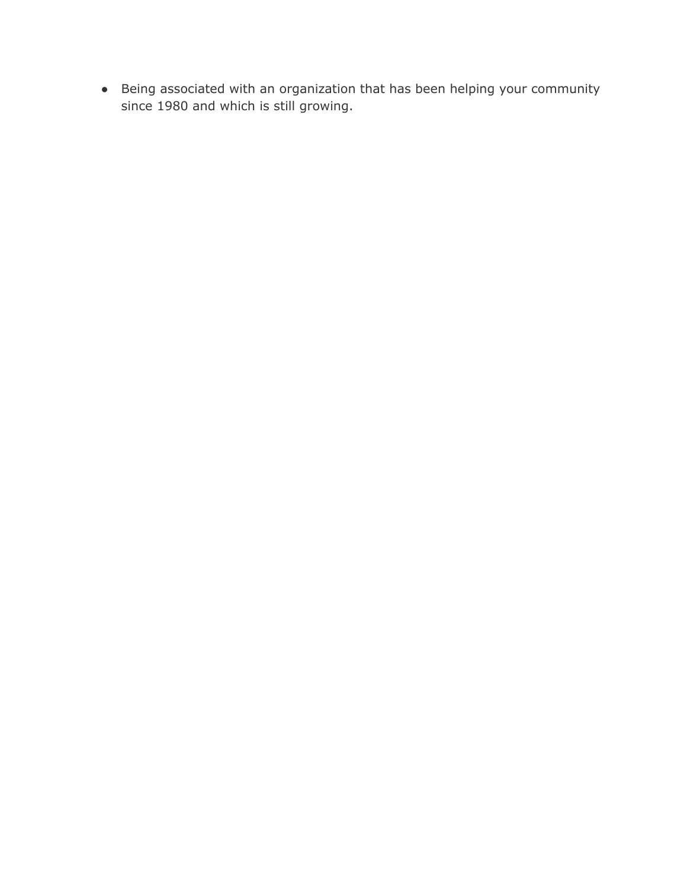- Being associated with an organization that has been helping your community since 1980 and which is still growing.